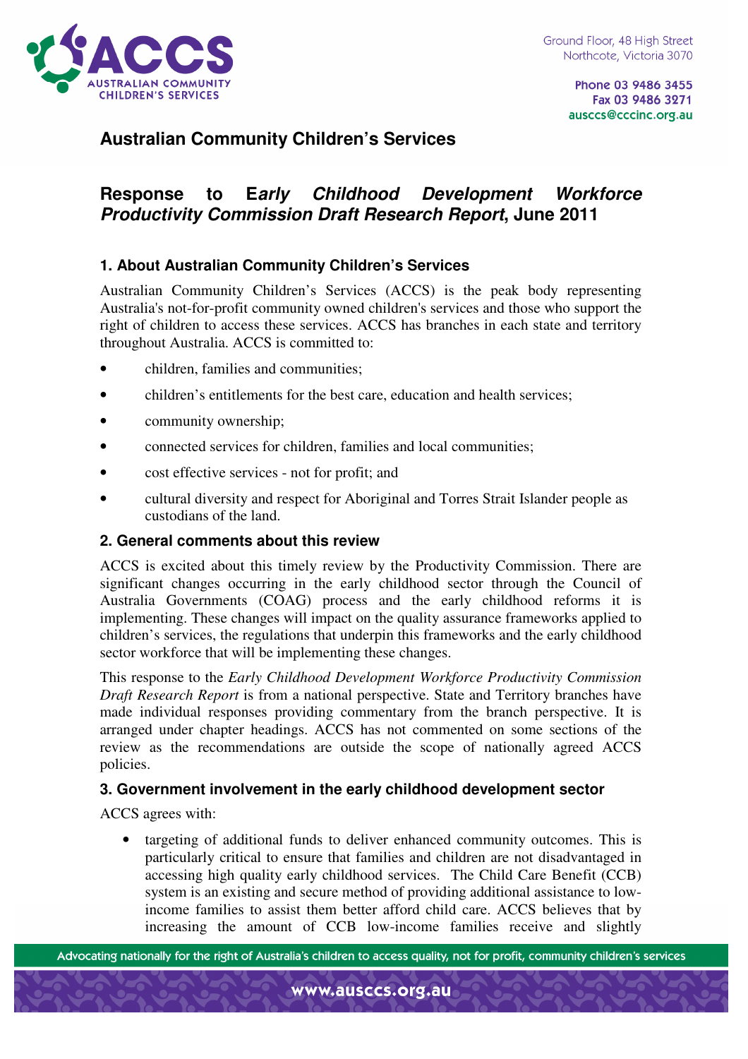Ground Floor, 48 High Street
Northcote, Victoria 3070

Phone 03 9486 3455
Fax 03 9486 3271
ausccs@cccinc.org.au

# Australian Community Children's Services

## Response to E*arly Childhood Development Workforce Productivity Commission Draft Research Report*, June 2011

### 1. About Australian Community Children's Services

Australian Community Children's Services (ACCS) is the peak body representing Australia's not-for-profit community owned children's services and those who support the right of children to access these services. ACCS has branches in each state and territory throughout Australia. ACCS is committed to:

- children, families and communities;
- children's entitlements for the best care, education and health services;
- community ownership;
- connected services for children, families and local communities;
- cost effective services - not for profit; and
- cultural diversity and respect for Aboriginal and Torres Strait Islander people as custodians of the land.

### 2. General comments about this review

ACCS is excited about this timely review by the Productivity Commission. There are significant changes occurring in the early childhood sector through the Council of Australia Governments (COAG) process and the early childhood reforms it is implementing. These changes will impact on the quality assurance frameworks applied to children's services, the regulations that underpin this frameworks and the early childhood sector workforce that will be implementing these changes.

This response to the *Early Childhood Development Workforce Productivity Commission Draft Research Report* is from a national perspective. State and Territory branches have made individual responses providing commentary from the branch perspective. It is arranged under chapter headings. ACCS has not commented on some sections of the review as the recommendations are outside the scope of nationally agreed ACCS policies.

### 3. Government involvement in the early childhood development sector

ACCS agrees with:

- targeting of additional funds to deliver enhanced community outcomes. This is particularly critical to ensure that families and children are not disadvantaged in accessing high quality early childhood services. The Child Care Benefit (CCB) system is an existing and secure method of providing additional assistance to low-income families to assist them better afford child care. ACCS believes that by increasing the amount of CCB low-income families receive and slightly

Advocating nationally for the right of Australia's children to access quality, not for profit, community children's services

www.ausccs.org.au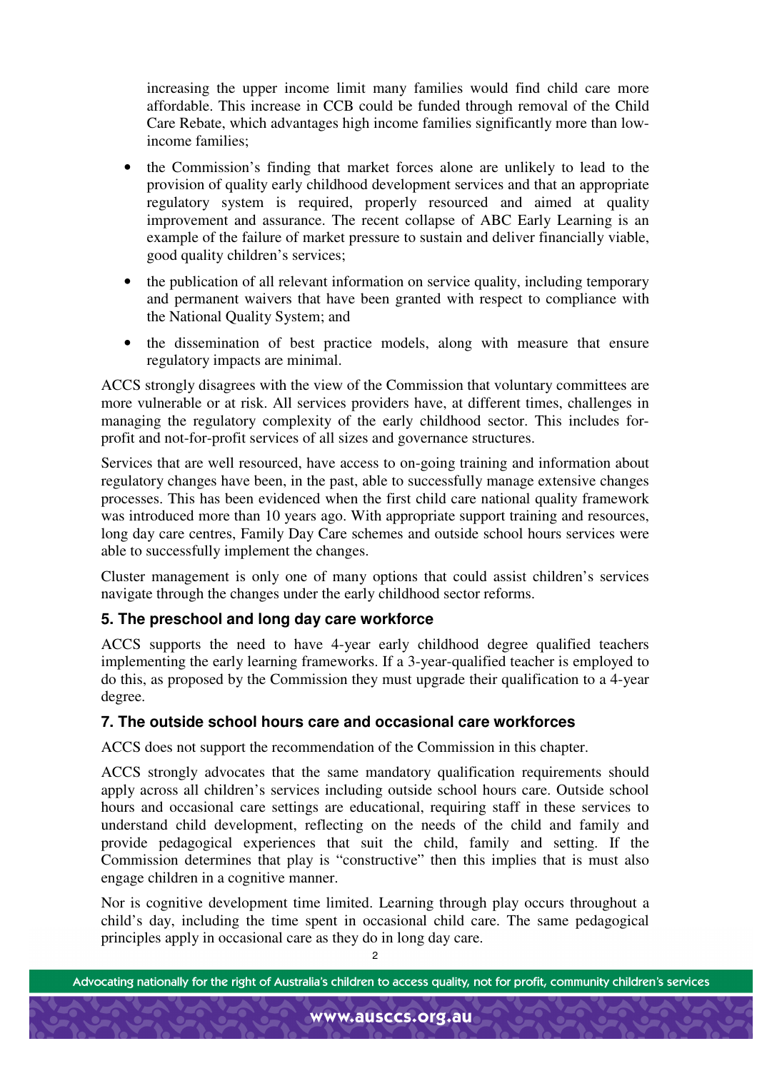increasing the upper income limit many families would find child care more affordable. This increase in CCB could be funded through removal of the Child Care Rebate, which advantages high income families significantly more than low-income families;

- the Commission's finding that market forces alone are unlikely to lead to the provision of quality early childhood development services and that an appropriate regulatory system is required, properly resourced and aimed at quality improvement and assurance. The recent collapse of ABC Early Learning is an example of the failure of market pressure to sustain and deliver financially viable, good quality children's services;
- the publication of all relevant information on service quality, including temporary and permanent waivers that have been granted with respect to compliance with the National Quality System; and
- the dissemination of best practice models, along with measure that ensure regulatory impacts are minimal.

ACCS strongly disagrees with the view of the Commission that voluntary committees are more vulnerable or at risk. All services providers have, at different times, challenges in managing the regulatory complexity of the early childhood sector. This includes for-profit and not-for-profit services of all sizes and governance structures.

Services that are well resourced, have access to on-going training and information about regulatory changes have been, in the past, able to successfully manage extensive changes processes. This has been evidenced when the first child care national quality framework was introduced more than 10 years ago. With appropriate support training and resources, long day care centres, Family Day Care schemes and outside school hours services were able to successfully implement the changes.

Cluster management is only one of many options that could assist children's services navigate through the changes under the early childhood sector reforms.

### 5. The preschool and long day care workforce

ACCS supports the need to have 4-year early childhood degree qualified teachers implementing the early learning frameworks. If a 3-year-qualified teacher is employed to do this, as proposed by the Commission they must upgrade their qualification to a 4-year degree.

### 7. The outside school hours care and occasional care workforces

ACCS does not support the recommendation of the Commission in this chapter.

ACCS strongly advocates that the same mandatory qualification requirements should apply across all children's services including outside school hours care. Outside school hours and occasional care settings are educational, requiring staff in these services to understand child development, reflecting on the needs of the child and family and provide pedagogical experiences that suit the child, family and setting. If the Commission determines that play is "constructive" then this implies that is must also engage children in a cognitive manner.

Nor is cognitive development time limited. Learning through play occurs throughout a child's day, including the time spent in occasional child care. The same pedagogical principles apply in occasional care as they do in long day care.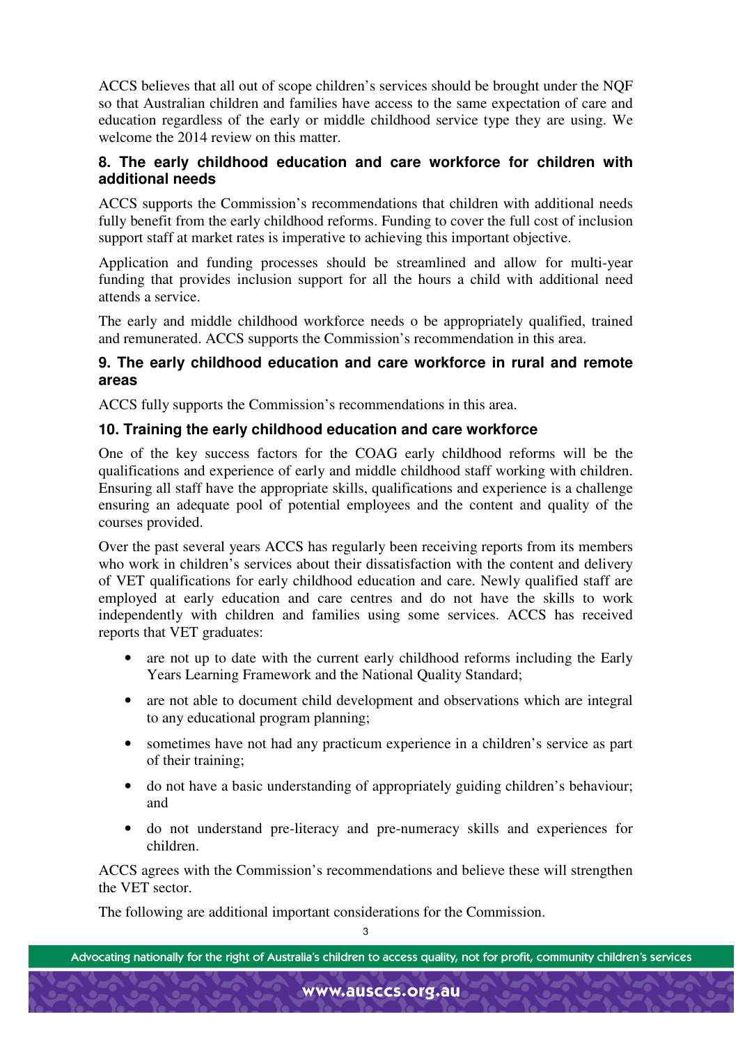ACCS believes that all out of scope children's services should be brought under the NQF so that Australian children and families have access to the same expectation of care and education regardless of the early or middle childhood service type they are using. We welcome the 2014 review on this matter.

### 8. The early childhood education and care workforce for children with additional needs

ACCS supports the Commission's recommendations that children with additional needs fully benefit from the early childhood reforms. Funding to cover the full cost of inclusion support staff at market rates is imperative to achieving this important objective.

Application and funding processes should be streamlined and allow for multi-year funding that provides inclusion support for all the hours a child with additional need attends a service.

The early and middle childhood workforce needs o be appropriately qualified, trained and remunerated. ACCS supports the Commission's recommendation in this area.

### 9. The early childhood education and care workforce in rural and remote areas

ACCS fully supports the Commission's recommendations in this area.

### 10. Training the early childhood education and care workforce

One of the key success factors for the COAG early childhood reforms will be the qualifications and experience of early and middle childhood staff working with children. Ensuring all staff have the appropriate skills, qualifications and experience is a challenge ensuring an adequate pool of potential employees and the content and quality of the courses provided.

Over the past several years ACCS has regularly been receiving reports from its members who work in children's services about their dissatisfaction with the content and delivery of VET qualifications for early childhood education and care. Newly qualified staff are employed at early education and care centres and do not have the skills to work independently with children and families using some services. ACCS has received reports that VET graduates:

- are not up to date with the current early childhood reforms including the Early Years Learning Framework and the National Quality Standard;
- are not able to document child development and observations which are integral to any educational program planning;
- sometimes have not had any practicum experience in a children's service as part of their training;
- do not have a basic understanding of appropriately guiding children's behaviour; and
- do not understand pre-literacy and pre-numeracy skills and experiences for children.

ACCS agrees with the Commission's recommendations and believe these will strengthen the VET sector.

The following are additional important considerations for the Commission.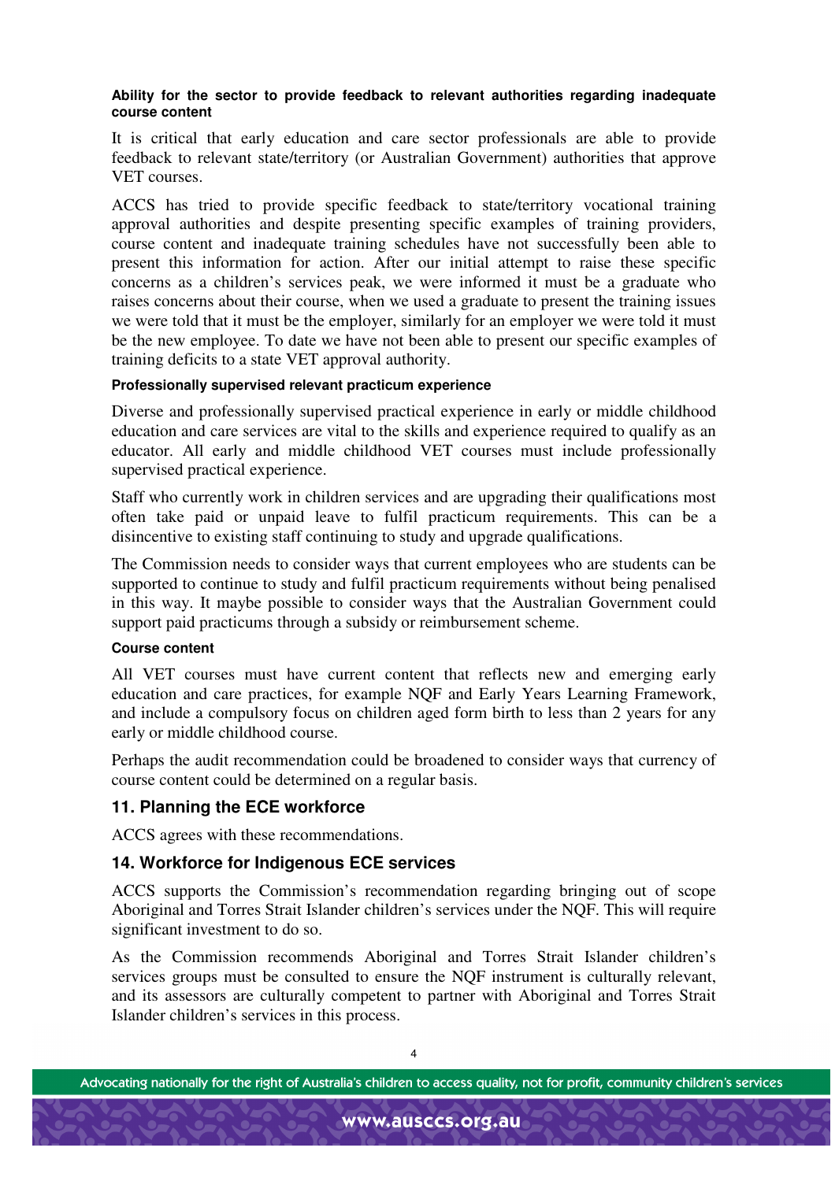**Ability for the sector to provide feedback to relevant authorities regarding inadequate course content**

It is critical that early education and care sector professionals are able to provide feedback to relevant state/territory (or Australian Government) authorities that approve VET courses.

ACCS has tried to provide specific feedback to state/territory vocational training approval authorities and despite presenting specific examples of training providers, course content and inadequate training schedules have not successfully been able to present this information for action. After our initial attempt to raise these specific concerns as a children's services peak, we were informed it must be a graduate who raises concerns about their course, when we used a graduate to present the training issues we were told that it must be the employer, similarly for an employer we were told it must be the new employee. To date we have not been able to present our specific examples of training deficits to a state VET approval authority.

**Professionally supervised relevant practicum experience**

Diverse and professionally supervised practical experience in early or middle childhood education and care services are vital to the skills and experience required to qualify as an educator. All early and middle childhood VET courses must include professionally supervised practical experience.

Staff who currently work in children services and are upgrading their qualifications most often take paid or unpaid leave to fulfil practicum requirements. This can be a disincentive to existing staff continuing to study and upgrade qualifications.

The Commission needs to consider ways that current employees who are students can be supported to continue to study and fulfil practicum requirements without being penalised in this way. It maybe possible to consider ways that the Australian Government could support paid practicums through a subsidy or reimbursement scheme.

**Course content**

All VET courses must have current content that reflects new and emerging early education and care practices, for example NQF and Early Years Learning Framework, and include a compulsory focus on children aged form birth to less than 2 years for any early or middle childhood course.

Perhaps the audit recommendation could be broadened to consider ways that currency of course content could be determined on a regular basis.

## 11. Planning the ECE workforce

ACCS agrees with these recommendations.

## 14. Workforce for Indigenous ECE services

ACCS supports the Commission's recommendation regarding bringing out of scope Aboriginal and Torres Strait Islander children's services under the NQF. This will require significant investment to do so.

As the Commission recommends Aboriginal and Torres Strait Islander children's services groups must be consulted to ensure the NQF instrument is culturally relevant, and its assessors are culturally competent to partner with Aboriginal and Torres Strait Islander children's services in this process.